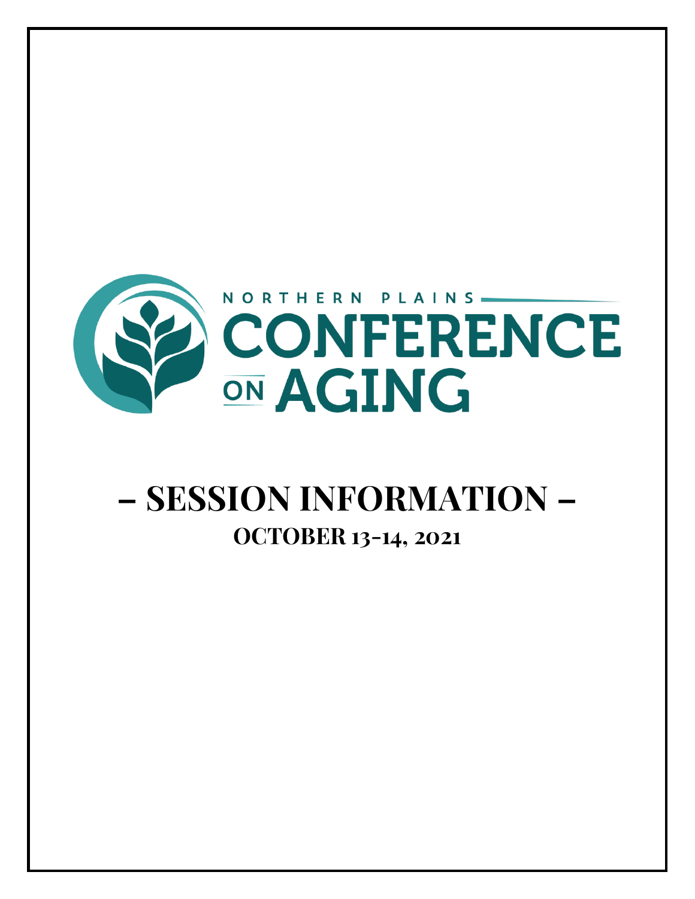# NORTHERN PLAINS CONFERENCE ON AGING

# – SESSION INFORMATION –

## OCTOBER 13-14, 2021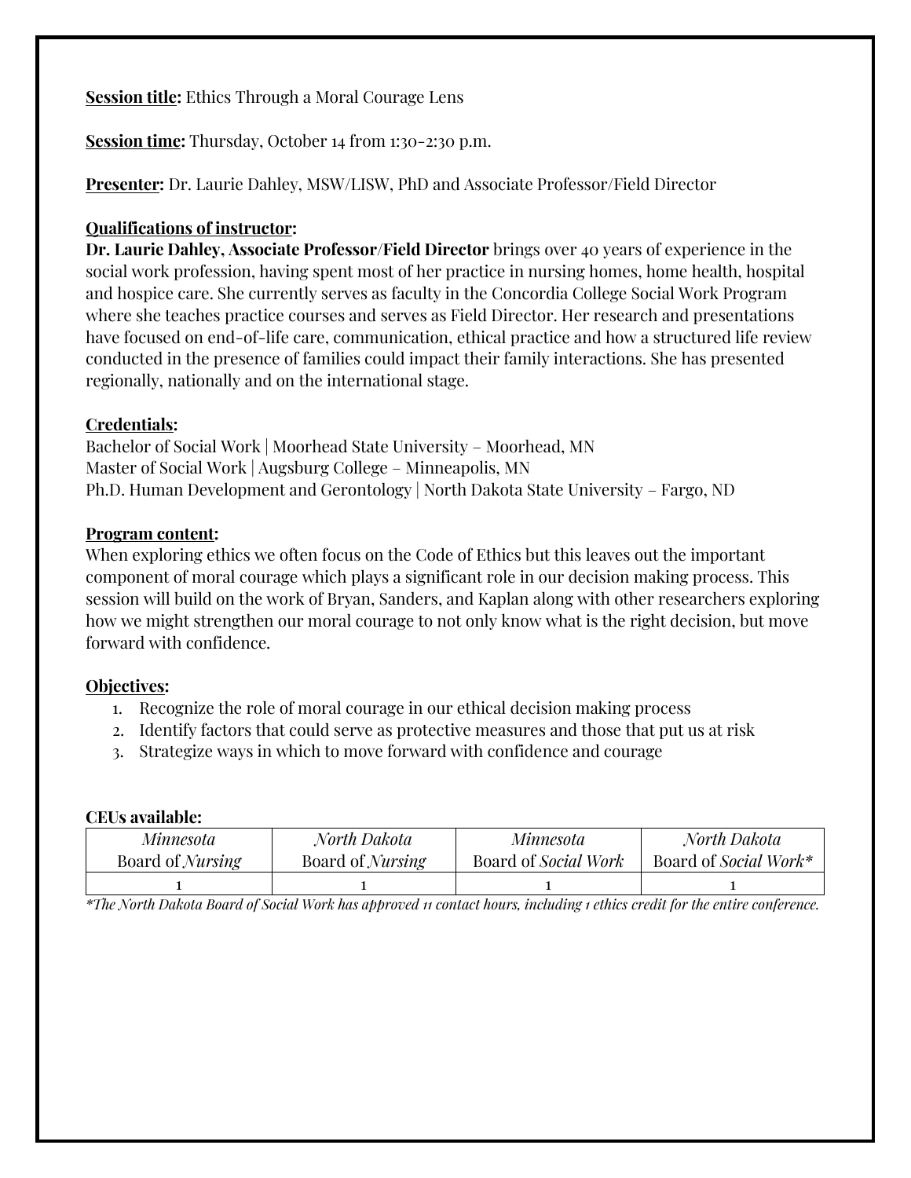**<u>Session title:</u>** Ethics Through a Moral Courage Lens

**<u>Session time:</u>** Thursday, October 14 from 1:30-2:30 p.m.

**<u>Presenter:</u>** Dr. Laurie Dahley, MSW/LISW, PhD and Associate Professor/Field Director

**<u>Qualifications of instructor</u>:**
**Dr. Laurie Dahley, Associate Professor/Field Director** brings over 40 years of experience in the social work profession, having spent most of her practice in nursing homes, home health, hospital and hospice care. She currently serves as faculty in the Concordia College Social Work Program where she teaches practice courses and serves as Field Director. Her research and presentations have focused on end-of-life care, communication, ethical practice and how a structured life review conducted in the presence of families could impact their family interactions. She has presented regionally, nationally and on the international stage.

**<u>Credentials:</u>**
Bachelor of Social Work | Moorhead State University – Moorhead, MN
Master of Social Work | Augsburg College – Minneapolis, MN
Ph.D. Human Development and Gerontology | North Dakota State University – Fargo, ND

**<u>Program content</u>:**
When exploring ethics we often focus on the Code of Ethics but this leaves out the important component of moral courage which plays a significant role in our decision making process. This session will build on the work of Bryan, Sanders, and Kaplan along with other researchers exploring how we might strengthen our moral courage to not only know what is the right decision, but move forward with confidence.

**<u>Objectives</u>:**

1. Recognize the role of moral courage in our ethical decision making process
2. Identify factors that could serve as protective measures and those that put us at risk
3. Strategize ways in which to move forward with confidence and courage

**CEUs available:**

| *Minnesota* Board of *Nursing* | *North Dakota* Board of *Nursing* | *Minnesota* Board of *Social Work* | *North Dakota* Board of *Social Work** |
|---|---|---|---|
| 1 | 1 | 1 | 1 |

*\*The North Dakota Board of Social Work has approved 11 contact hours, including 1 ethics credit for the entire conference.*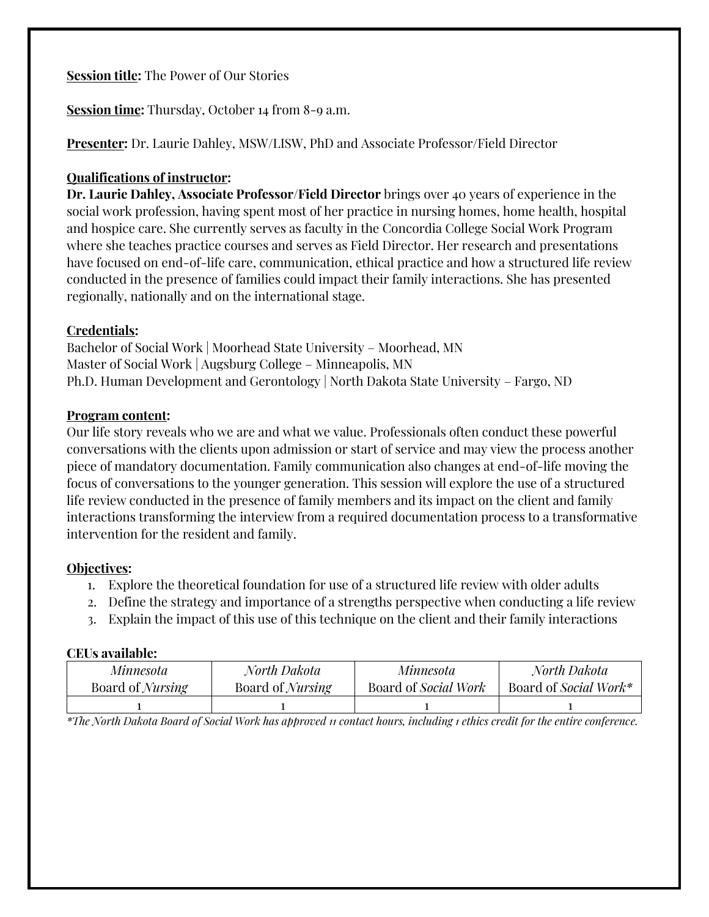**Session title:** The Power of Our Stories

**Session time:** Thursday, October 14 from 8-9 a.m.

**Presenter:** Dr. Laurie Dahley, MSW/LISW, PhD and Associate Professor/Field Director

**Qualifications of instructor:**
**Dr. Laurie Dahley, Associate Professor/Field Director** brings over 40 years of experience in the social work profession, having spent most of her practice in nursing homes, home health, hospital and hospice care. She currently serves as faculty in the Concordia College Social Work Program where she teaches practice courses and serves as Field Director. Her research and presentations have focused on end-of-life care, communication, ethical practice and how a structured life review conducted in the presence of families could impact their family interactions. She has presented regionally, nationally and on the international stage.

**Credentials:**
Bachelor of Social Work | Moorhead State University – Moorhead, MN
Master of Social Work | Augsburg College – Minneapolis, MN
Ph.D. Human Development and Gerontology | North Dakota State University – Fargo, ND

**Program content:**
Our life story reveals who we are and what we value. Professionals often conduct these powerful conversations with the clients upon admission or start of service and may view the process another piece of mandatory documentation. Family communication also changes at end-of-life moving the focus of conversations to the younger generation. This session will explore the use of a structured life review conducted in the presence of family members and its impact on the client and family interactions transforming the interview from a required documentation process to a transformative intervention for the resident and family.

**Objectives:**

1. Explore the theoretical foundation for use of a structured life review with older adults
2. Define the strategy and importance of a strengths perspective when conducting a life review
3. Explain the impact of this use of this technique on the client and their family interactions

**CEUs available:**

| *Minnesota* Board of *Nursing* | *North Dakota* Board of *Nursing* | *Minnesota* Board of *Social Work* | *North Dakota* Board of *Social Work** |
|---|---|---|---|
| 1 | 1 | 1 | 1 |

*\*The North Dakota Board of Social Work has approved 11 contact hours, including 1 ethics credit for the entire conference.*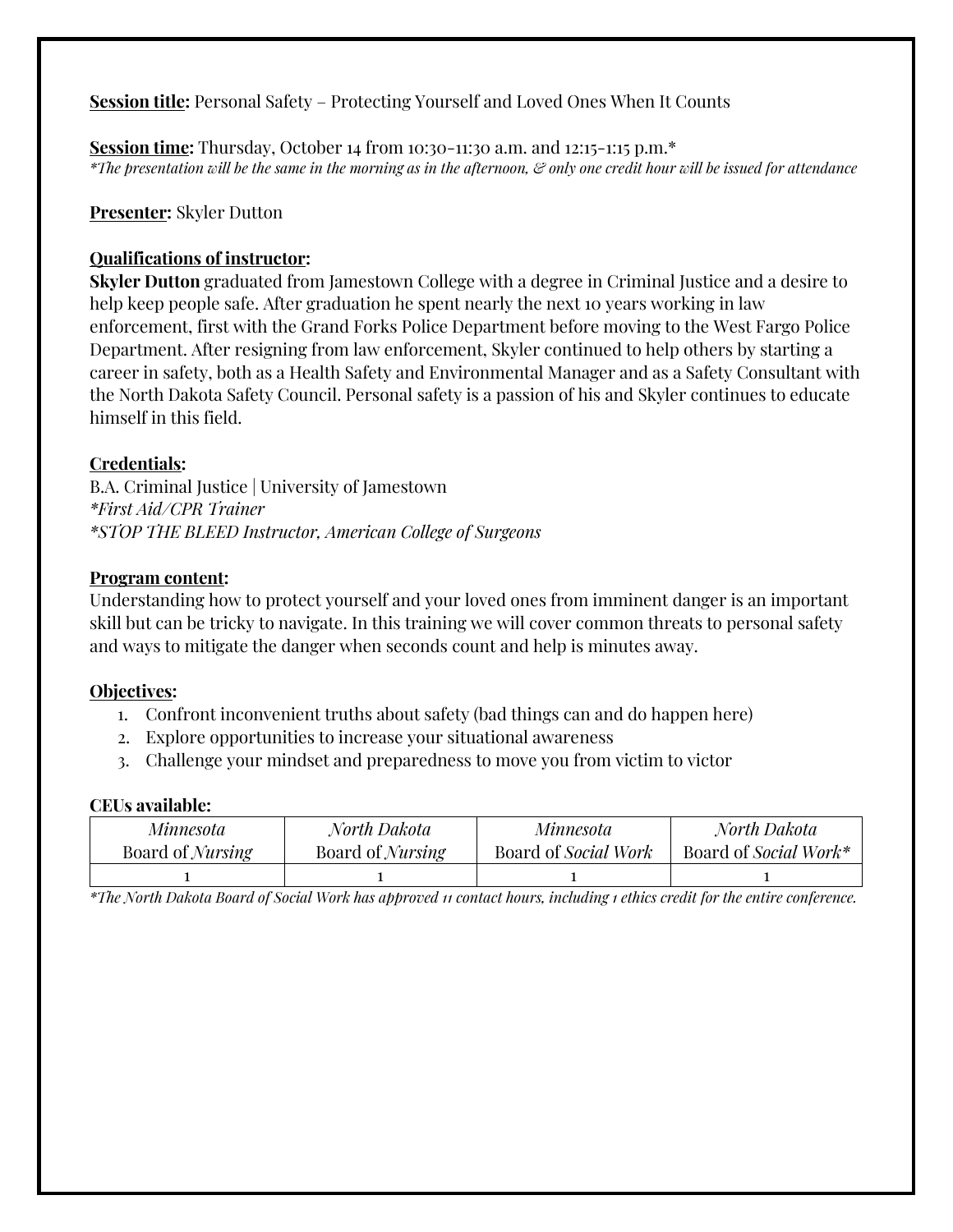**<u>Session title</u>:** Personal Safety – Protecting Yourself and Loved Ones When It Counts

**<u>Session time</u>:** Thursday, October 14 from 10:30-11:30 a.m. and 12:15-1:15 p.m.*
*\*The presentation will be the same in the morning as in the afternoon, & only one credit hour will be issued for attendance*

**<u>Presenter</u>:** Skyler Dutton

**<u>Qualifications of instructor</u>:**
**Skyler Dutton** graduated from Jamestown College with a degree in Criminal Justice and a desire to help keep people safe. After graduation he spent nearly the next 10 years working in law enforcement, first with the Grand Forks Police Department before moving to the West Fargo Police Department. After resigning from law enforcement, Skyler continued to help others by starting a career in safety, both as a Health Safety and Environmental Manager and as a Safety Consultant with the North Dakota Safety Council. Personal safety is a passion of his and Skyler continues to educate himself in this field.

**<u>Credentials</u>:**
B.A. Criminal Justice | University of Jamestown
*\*First Aid/CPR Trainer*
*\*STOP THE BLEED Instructor, American College of Surgeons*

**<u>Program content</u>:**
Understanding how to protect yourself and your loved ones from imminent danger is an important skill but can be tricky to navigate. In this training we will cover common threats to personal safety and ways to mitigate the danger when seconds count and help is minutes away.

**<u>Objectives</u>:**
1. Confront inconvenient truths about safety (bad things can and do happen here)
2. Explore opportunities to increase your situational awareness
3. Challenge your mindset and preparedness to move you from victim to victor

**CEUs available:**

| *Minnesota* Board of *Nursing* | *North Dakota* Board of *Nursing* | *Minnesota* Board of *Social Work* | *North Dakota* Board of *Social Work\** |
|---|---|---|---|
| 1 | 1 | 1 | 1 |

*\*The North Dakota Board of Social Work has approved 11 contact hours, including 1 ethics credit for the entire conference.*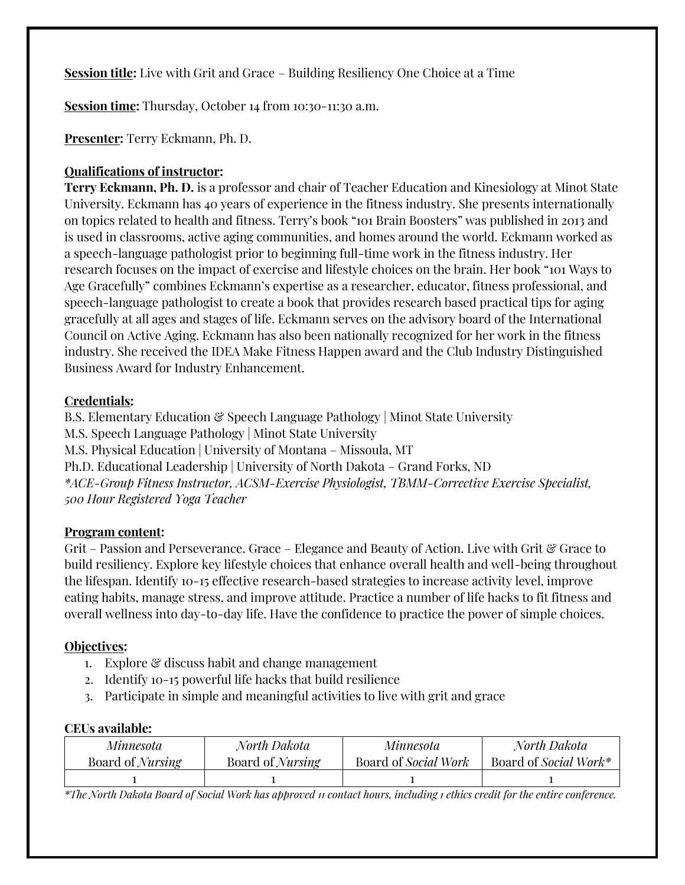**Session title:** Live with Grit and Grace – Building Resiliency One Choice at a Time

**Session time:** Thursday, October 14 from 10:30-11:30 a.m.

**Presenter:** Terry Eckmann, Ph. D.

**Qualifications of instructor:**

**Terry Eckmann, Ph. D.** is a professor and chair of Teacher Education and Kinesiology at Minot State University. Eckmann has 40 years of experience in the fitness industry. She presents internationally on topics related to health and fitness. Terry's book "101 Brain Boosters" was published in 2013 and is used in classrooms, active aging communities, and homes around the world. Eckmann worked as a speech-language pathologist prior to beginning full-time work in the fitness industry. Her research focuses on the impact of exercise and lifestyle choices on the brain. Her book "101 Ways to Age Gracefully" combines Eckmann's expertise as a researcher, educator, fitness professional, and speech-language pathologist to create a book that provides research based practical tips for aging gracefully at all ages and stages of life. Eckmann serves on the advisory board of the International Council on Active Aging. Eckmann has also been nationally recognized for her work in the fitness industry. She received the IDEA Make Fitness Happen award and the Club Industry Distinguished Business Award for Industry Enhancement.

**Credentials:**

B.S. Elementary Education & Speech Language Pathology | Minot State University
M.S. Speech Language Pathology | Minot State University
M.S. Physical Education | University of Montana – Missoula, MT
Ph.D. Educational Leadership | University of North Dakota – Grand Forks, ND
*\*ACE-Group Fitness Instructor, ACSM-Exercise Physiologist, TBMM-Corrective Exercise Specialist, 500 Hour Registered Yoga Teacher*

**Program content:**

Grit – Passion and Perseverance. Grace – Elegance and Beauty of Action. Live with Grit & Grace to build resiliency. Explore key lifestyle choices that enhance overall health and well-being throughout the lifespan. Identify 10-15 effective research-based strategies to increase activity level, improve eating habits, manage stress, and improve attitude. Practice a number of life hacks to fit fitness and overall wellness into day-to-day life. Have the confidence to practice the power of simple choices.

**Objectives:**

1. Explore & discuss habit and change management
2. Identify 10-15 powerful life hacks that build resilience
3. Participate in simple and meaningful activities to live with grit and grace

**CEUs available:**

| *Minnesota* Board of *Nursing* | *North Dakota* Board of *Nursing* | *Minnesota* Board of *Social Work* | *North Dakota* Board of *Social Work\** |
|---|---|---|---|
| 1 | 1 | 1 | 1 |

*\*The North Dakota Board of Social Work has approved 11 contact hours, including 1 ethics credit for the entire conference.*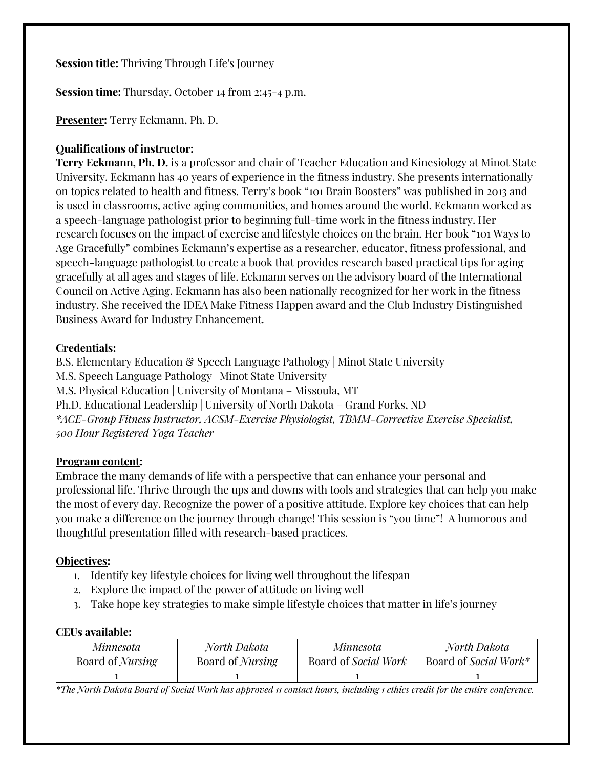**Session title:** Thriving Through Life's Journey

**Session time:** Thursday, October 14 from 2:45-4 p.m.

**Presenter:** Terry Eckmann, Ph. D.

**Qualifications of instructor:**

**Terry Eckmann, Ph. D.** is a professor and chair of Teacher Education and Kinesiology at Minot State University. Eckmann has 40 years of experience in the fitness industry. She presents internationally on topics related to health and fitness. Terry's book "101 Brain Boosters" was published in 2013 and is used in classrooms, active aging communities, and homes around the world. Eckmann worked as a speech-language pathologist prior to beginning full-time work in the fitness industry. Her research focuses on the impact of exercise and lifestyle choices on the brain. Her book "101 Ways to Age Gracefully" combines Eckmann's expertise as a researcher, educator, fitness professional, and speech-language pathologist to create a book that provides research based practical tips for aging gracefully at all ages and stages of life. Eckmann serves on the advisory board of the International Council on Active Aging. Eckmann has also been nationally recognized for her work in the fitness industry. She received the IDEA Make Fitness Happen award and the Club Industry Distinguished Business Award for Industry Enhancement.

**Credentials:**

B.S. Elementary Education & Speech Language Pathology | Minot State University
M.S. Speech Language Pathology | Minot State University
M.S. Physical Education | University of Montana – Missoula, MT
Ph.D. Educational Leadership | University of North Dakota – Grand Forks, ND
*\*ACE-Group Fitness Instructor, ACSM-Exercise Physiologist, TBMM-Corrective Exercise Specialist, 500 Hour Registered Yoga Teacher*

**Program content:**

Embrace the many demands of life with a perspective that can enhance your personal and professional life. Thrive through the ups and downs with tools and strategies that can help you make the most of every day. Recognize the power of a positive attitude. Explore key choices that can help you make a difference on the journey through change! This session is "you time"! A humorous and thoughtful presentation filled with research-based practices.

**Objectives:**

1. Identify key lifestyle choices for living well throughout the lifespan
2. Explore the impact of the power of attitude on living well
3. Take hope key strategies to make simple lifestyle choices that matter in life's journey

**CEUs available:**

| *Minnesota* Board of *Nursing* | *North Dakota* Board of *Nursing* | *Minnesota* Board of *Social Work* | *North Dakota* Board of *Social Work\** |
|---|---|---|---|
| 1 | 1 | 1 | 1 |

*\*The North Dakota Board of Social Work has approved 11 contact hours, including 1 ethics credit for the entire conference.*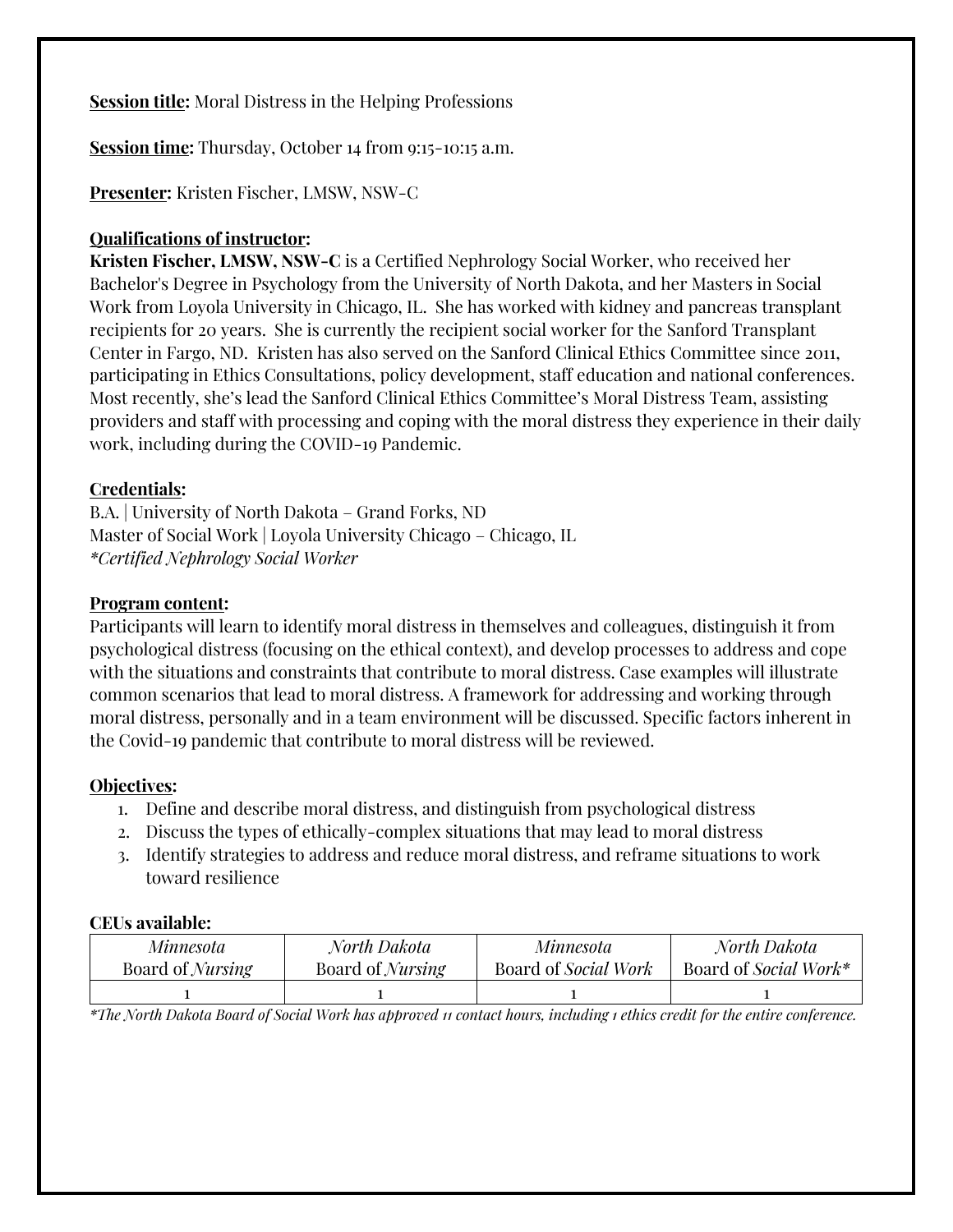**Session title:** Moral Distress in the Helping Professions

**Session time:** Thursday, October 14 from 9:15-10:15 a.m.

**Presenter:** Kristen Fischer, LMSW, NSW-C

**Qualifications of instructor:**

**Kristen Fischer, LMSW, NSW-C** is a Certified Nephrology Social Worker, who received her Bachelor's Degree in Psychology from the University of North Dakota, and her Masters in Social Work from Loyola University in Chicago, IL. She has worked with kidney and pancreas transplant recipients for 20 years. She is currently the recipient social worker for the Sanford Transplant Center in Fargo, ND. Kristen has also served on the Sanford Clinical Ethics Committee since 2011, participating in Ethics Consultations, policy development, staff education and national conferences. Most recently, she's lead the Sanford Clinical Ethics Committee's Moral Distress Team, assisting providers and staff with processing and coping with the moral distress they experience in their daily work, including during the COVID-19 Pandemic.

**Credentials:**

B.A. | University of North Dakota – Grand Forks, ND
Master of Social Work | Loyola University Chicago – Chicago, IL
*\*Certified Nephrology Social Worker*

**Program content:**

Participants will learn to identify moral distress in themselves and colleagues, distinguish it from psychological distress (focusing on the ethical context), and develop processes to address and cope with the situations and constraints that contribute to moral distress. Case examples will illustrate common scenarios that lead to moral distress. A framework for addressing and working through moral distress, personally and in a team environment will be discussed. Specific factors inherent in the Covid-19 pandemic that contribute to moral distress will be reviewed.

**Objectives:**

1. Define and describe moral distress, and distinguish from psychological distress
2. Discuss the types of ethically-complex situations that may lead to moral distress
3. Identify strategies to address and reduce moral distress, and reframe situations to work toward resilience

**CEUs available:**

| *Minnesota* Board of *Nursing* | *North Dakota* Board of *Nursing* | *Minnesota* Board of *Social Work* | *North Dakota* Board of *Social Work\** |
|---|---|---|---|
| 1 | 1 | 1 | 1 |

*\*The North Dakota Board of Social Work has approved 11 contact hours, including 1 ethics credit for the entire conference.*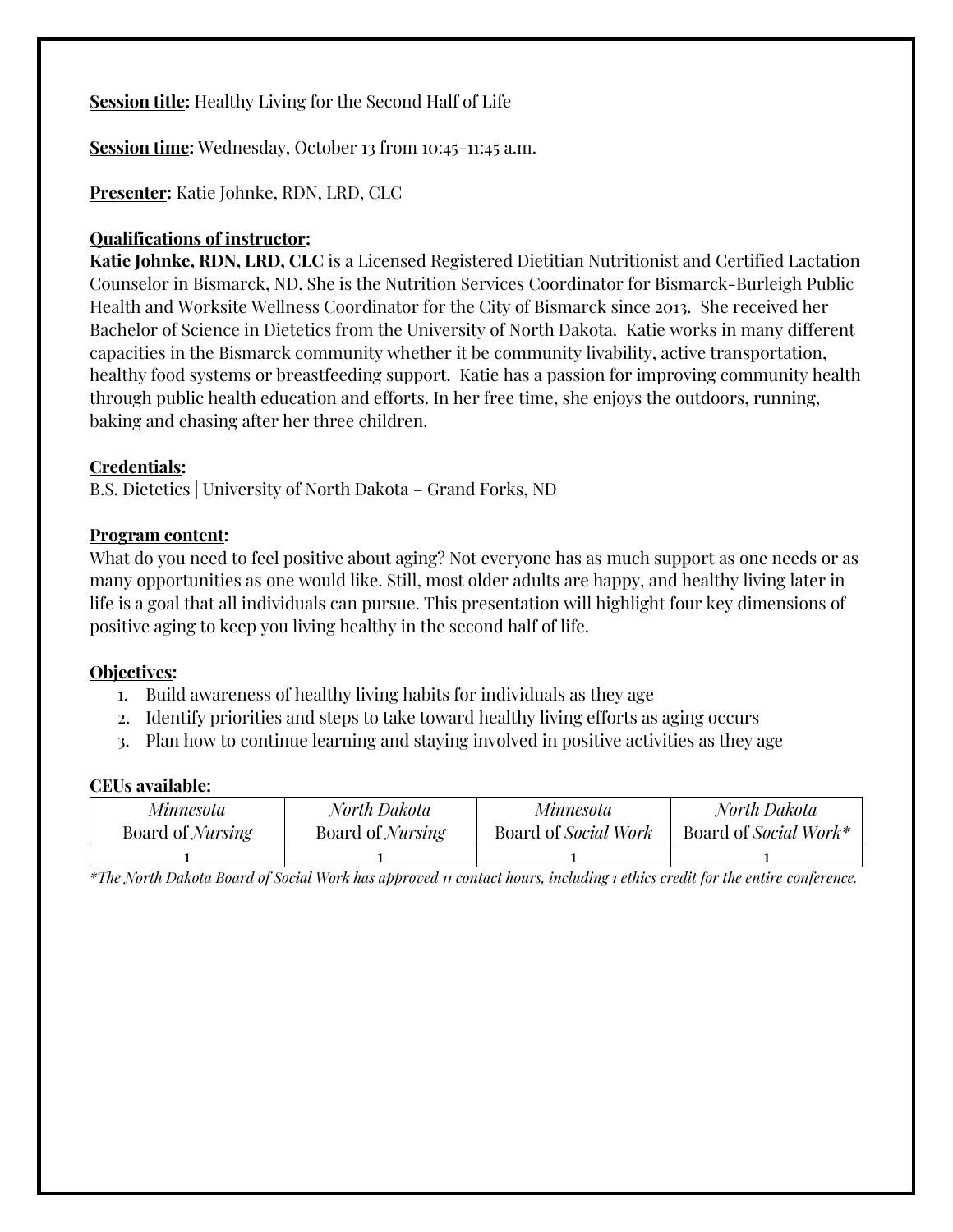**Session title:** Healthy Living for the Second Half of Life

**Session time:** Wednesday, October 13 from 10:45-11:45 a.m.

**Presenter:** Katie Johnke, RDN, LRD, CLC

**Qualifications of instructor:**
**Katie Johnke, RDN, LRD, CLC** is a Licensed Registered Dietitian Nutritionist and Certified Lactation Counselor in Bismarck, ND. She is the Nutrition Services Coordinator for Bismarck-Burleigh Public Health and Worksite Wellness Coordinator for the City of Bismarck since 2013. She received her Bachelor of Science in Dietetics from the University of North Dakota. Katie works in many different capacities in the Bismarck community whether it be community livability, active transportation, healthy food systems or breastfeeding support. Katie has a passion for improving community health through public health education and efforts. In her free time, she enjoys the outdoors, running, baking and chasing after her three children.

**Credentials:**
B.S. Dietetics | University of North Dakota – Grand Forks, ND

**Program content:**
What do you need to feel positive about aging? Not everyone has as much support as one needs or as many opportunities as one would like. Still, most older adults are happy, and healthy living later in life is a goal that all individuals can pursue. This presentation will highlight four key dimensions of positive aging to keep you living healthy in the second half of life.

**Objectives:**
1. Build awareness of healthy living habits for individuals as they age
2. Identify priorities and steps to take toward healthy living efforts as aging occurs
3. Plan how to continue learning and staying involved in positive activities as they age

**CEUs available:**

| *Minnesota* Board of *Nursing* | *North Dakota* Board of *Nursing* | *Minnesota* Board of *Social Work* | *North Dakota* Board of *Social Work** |
|---|---|---|---|
| 1 | 1 | 1 | 1 |

*\*The North Dakota Board of Social Work has approved 11 contact hours, including 1 ethics credit for the entire conference.*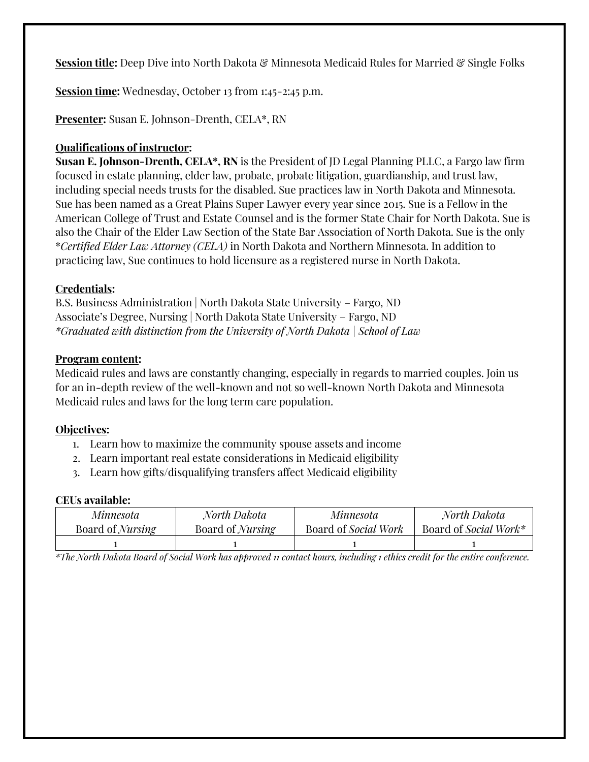**Session title:** Deep Dive into North Dakota & Minnesota Medicaid Rules for Married & Single Folks

**Session time:** Wednesday, October 13 from 1:45-2:45 p.m.

**Presenter:** Susan E. Johnson-Drenth, CELA*, RN

**Qualifications of instructor:**

**Susan E. Johnson-Drenth, CELA*, RN** is the President of JD Legal Planning PLLC, a Fargo law firm focused in estate planning, elder law, probate, probate litigation, guardianship, and trust law, including special needs trusts for the disabled. Sue practices law in North Dakota and Minnesota. Sue has been named as a Great Plains Super Lawyer every year since 2015. Sue is a Fellow in the American College of Trust and Estate Counsel and is the former State Chair for North Dakota. Sue is also the Chair of the Elder Law Section of the State Bar Association of North Dakota. Sue is the only **Certified Elder Law Attorney (CELA)* in North Dakota and Northern Minnesota. In addition to practicing law, Sue continues to hold licensure as a registered nurse in North Dakota.

**Credentials:**

B.S. Business Administration | North Dakota State University – Fargo, ND
Associate's Degree, Nursing | North Dakota State University – Fargo, ND
*\*Graduated with distinction from the University of North Dakota | School of Law*

**Program content:**

Medicaid rules and laws are constantly changing, especially in regards to married couples. Join us for an in-depth review of the well-known and not so well-known North Dakota and Minnesota Medicaid rules and laws for the long term care population.

**Objectives:**

1. Learn how to maximize the community spouse assets and income
2. Learn important real estate considerations in Medicaid eligibility
3. Learn how gifts/disqualifying transfers affect Medicaid eligibility

**CEUs available:**

| *Minnesota* Board of *Nursing* | *North Dakota* Board of *Nursing* | *Minnesota* Board of *Social Work* | *North Dakota* Board of *Social Work** |
|---|---|---|---|
| 1 | 1 | 1 | 1 |

*\*The North Dakota Board of Social Work has approved 11 contact hours, including 1 ethics credit for the entire conference.*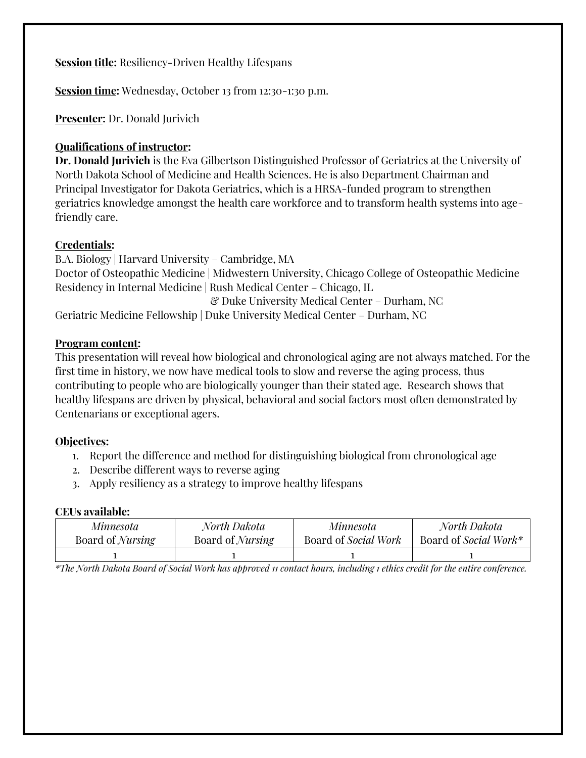**Session title:** Resiliency-Driven Healthy Lifespans

**Session time:** Wednesday, October 13 from 12:30-1:30 p.m.

**Presenter:** Dr. Donald Jurivich

**Qualifications of instructor:**

**Dr. Donald Jurivich** is the Eva Gilbertson Distinguished Professor of Geriatrics at the University of North Dakota School of Medicine and Health Sciences. He is also Department Chairman and Principal Investigator for Dakota Geriatrics, which is a HRSA-funded program to strengthen geriatrics knowledge amongst the health care workforce and to transform health systems into age-friendly care.

**Credentials:**

B.A. Biology | Harvard University – Cambridge, MA
Doctor of Osteopathic Medicine | Midwestern University, Chicago College of Osteopathic Medicine
Residency in Internal Medicine | Rush Medical Center – Chicago, IL
& Duke University Medical Center – Durham, NC
Geriatric Medicine Fellowship | Duke University Medical Center – Durham, NC

**Program content:**

This presentation will reveal how biological and chronological aging are not always matched. For the first time in history, we now have medical tools to slow and reverse the aging process, thus contributing to people who are biologically younger than their stated age. Research shows that healthy lifespans are driven by physical, behavioral and social factors most often demonstrated by Centenarians or exceptional agers.

**Objectives:**

1. Report the difference and method for distinguishing biological from chronological age
2. Describe different ways to reverse aging
3. Apply resiliency as a strategy to improve healthy lifespans

**CEUs available:**

| *Minnesota* Board of *Nursing* | *North Dakota* Board of *Nursing* | *Minnesota* Board of *Social Work* | *North Dakota* Board of *Social Work** |
|---|---|---|---|
| 1 | 1 | 1 | 1 |

*\*The North Dakota Board of Social Work has approved 11 contact hours, including 1 ethics credit for the entire conference.*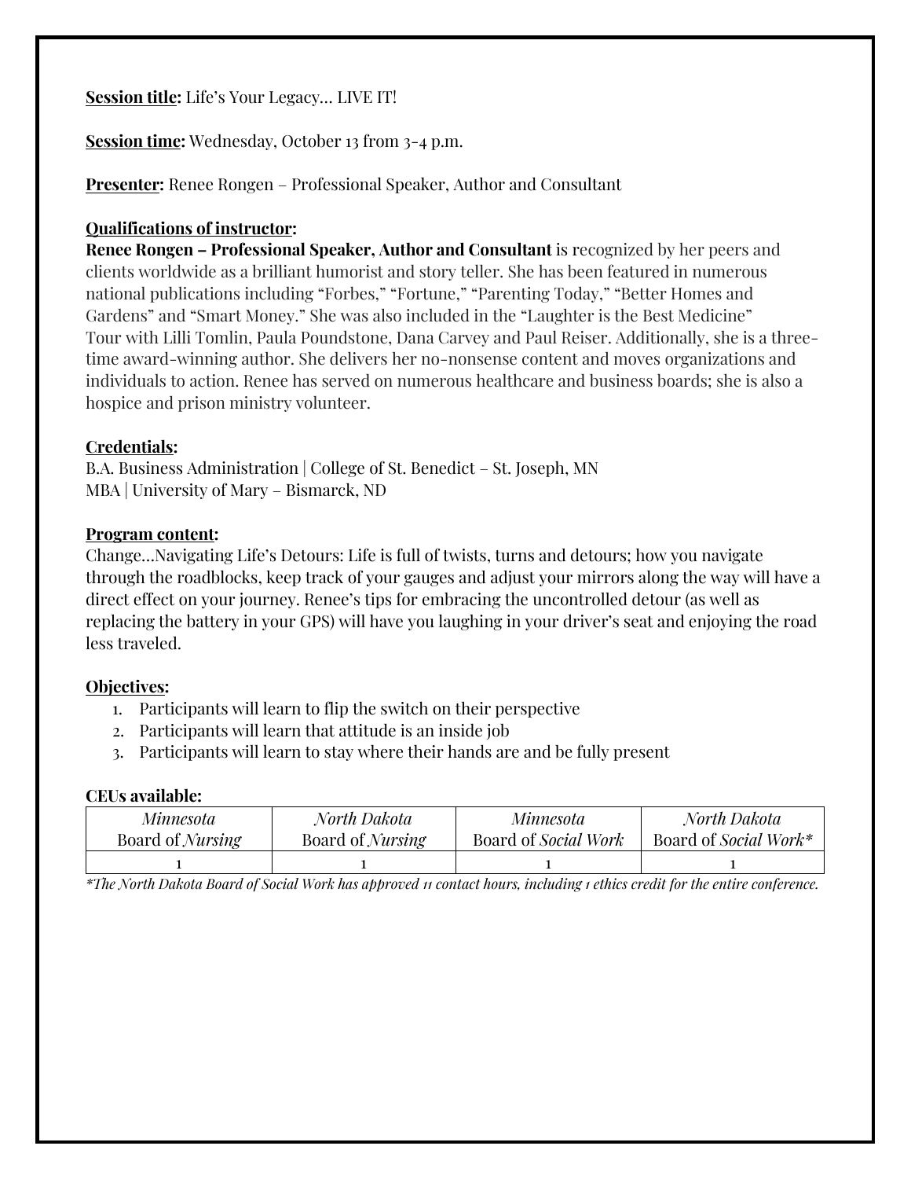**Session title:** Life's Your Legacy… LIVE IT!

**Session time:** Wednesday, October 13 from 3-4 p.m.

**Presenter:** Renee Rongen – Professional Speaker, Author and Consultant

**Qualifications of instructor:**

**Renee Rongen – Professional Speaker, Author and Consultant** is recognized by her peers and clients worldwide as a brilliant humorist and story teller. She has been featured in numerous national publications including "Forbes," "Fortune," "Parenting Today," "Better Homes and Gardens" and "Smart Money." She was also included in the "Laughter is the Best Medicine" Tour with Lilli Tomlin, Paula Poundstone, Dana Carvey and Paul Reiser. Additionally, she is a three-time award-winning author. She delivers her no-nonsense content and moves organizations and individuals to action. Renee has served on numerous healthcare and business boards; she is also a hospice and prison ministry volunteer.

**Credentials:**

B.A. Business Administration | College of St. Benedict – St. Joseph, MN
MBA | University of Mary – Bismarck, ND

**Program content:**

Change…Navigating Life's Detours: Life is full of twists, turns and detours; how you navigate through the roadblocks, keep track of your gauges and adjust your mirrors along the way will have a direct effect on your journey. Renee's tips for embracing the uncontrolled detour (as well as replacing the battery in your GPS) will have you laughing in your driver's seat and enjoying the road less traveled.

**Objectives:**

1. Participants will learn to flip the switch on their perspective
2. Participants will learn that attitude is an inside job
3. Participants will learn to stay where their hands are and be fully present

**CEUs available:**

| *Minnesota* Board of *Nursing* | *North Dakota* Board of *Nursing* | *Minnesota* Board of *Social Work* | *North Dakota* Board of *Social Work** |
|---|---|---|---|
| 1 | 1 | 1 | 1 |

*\*The North Dakota Board of Social Work has approved 11 contact hours, including 1 ethics credit for the entire conference.*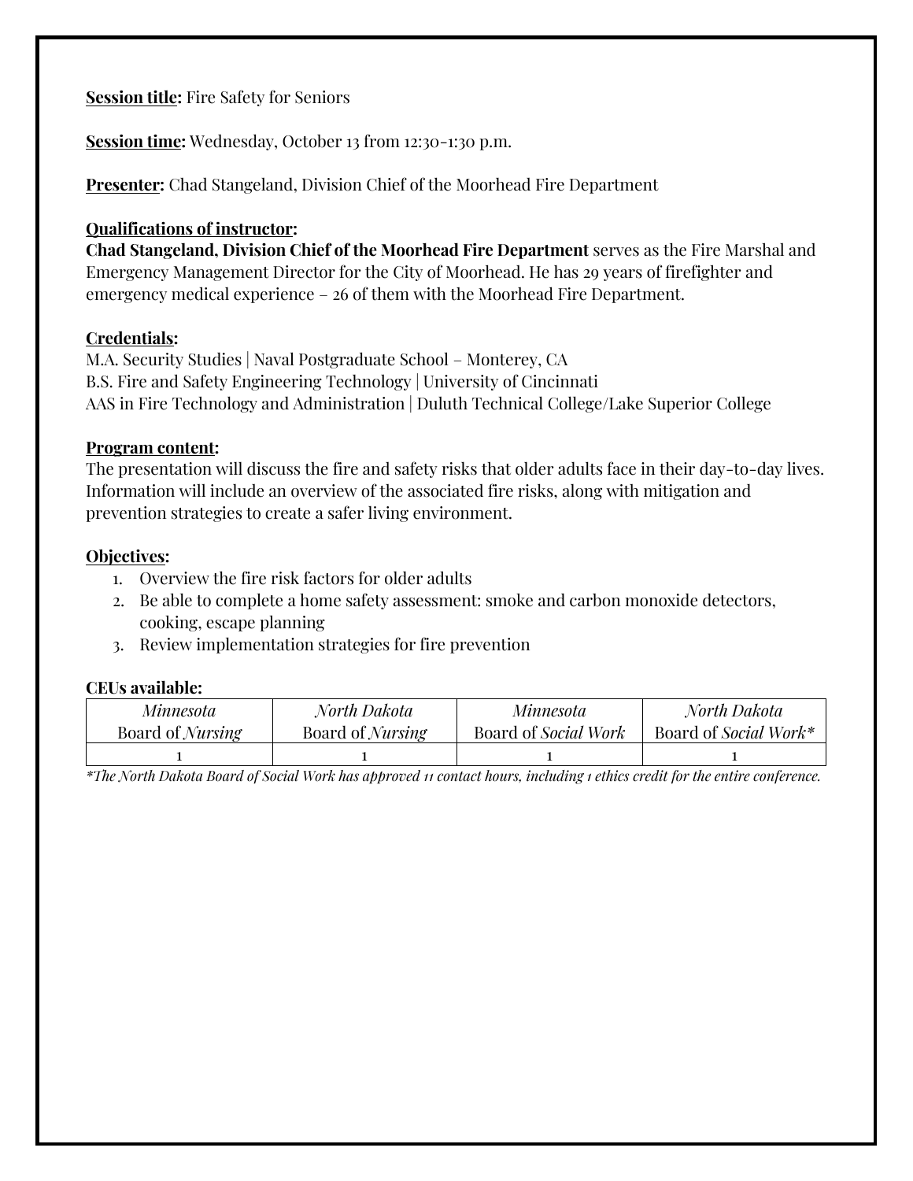**Session title:** Fire Safety for Seniors

**Session time:** Wednesday, October 13 from 12:30-1:30 p.m.

**Presenter:** Chad Stangeland, Division Chief of the Moorhead Fire Department

**Qualifications of instructor:**
**Chad Stangeland, Division Chief of the Moorhead Fire Department** serves as the Fire Marshal and Emergency Management Director for the City of Moorhead. He has 29 years of firefighter and emergency medical experience – 26 of them with the Moorhead Fire Department.

**Credentials:**
M.A. Security Studies | Naval Postgraduate School – Monterey, CA
B.S. Fire and Safety Engineering Technology | University of Cincinnati
AAS in Fire Technology and Administration | Duluth Technical College/Lake Superior College

**Program content:**
The presentation will discuss the fire and safety risks that older adults face in their day-to-day lives. Information will include an overview of the associated fire risks, along with mitigation and prevention strategies to create a safer living environment.

**Objectives:**

1. Overview the fire risk factors for older adults
2. Be able to complete a home safety assessment: smoke and carbon monoxide detectors, cooking, escape planning
3. Review implementation strategies for fire prevention

**CEUs available:**

| *Minnesota* Board of *Nursing* | *North Dakota* Board of *Nursing* | *Minnesota* Board of *Social Work* | *North Dakota* Board of *Social Work** |
|---|---|---|---|
| 1 | 1 | 1 | 1 |

*\*The North Dakota Board of Social Work has approved 11 contact hours, including 1 ethics credit for the entire conference.*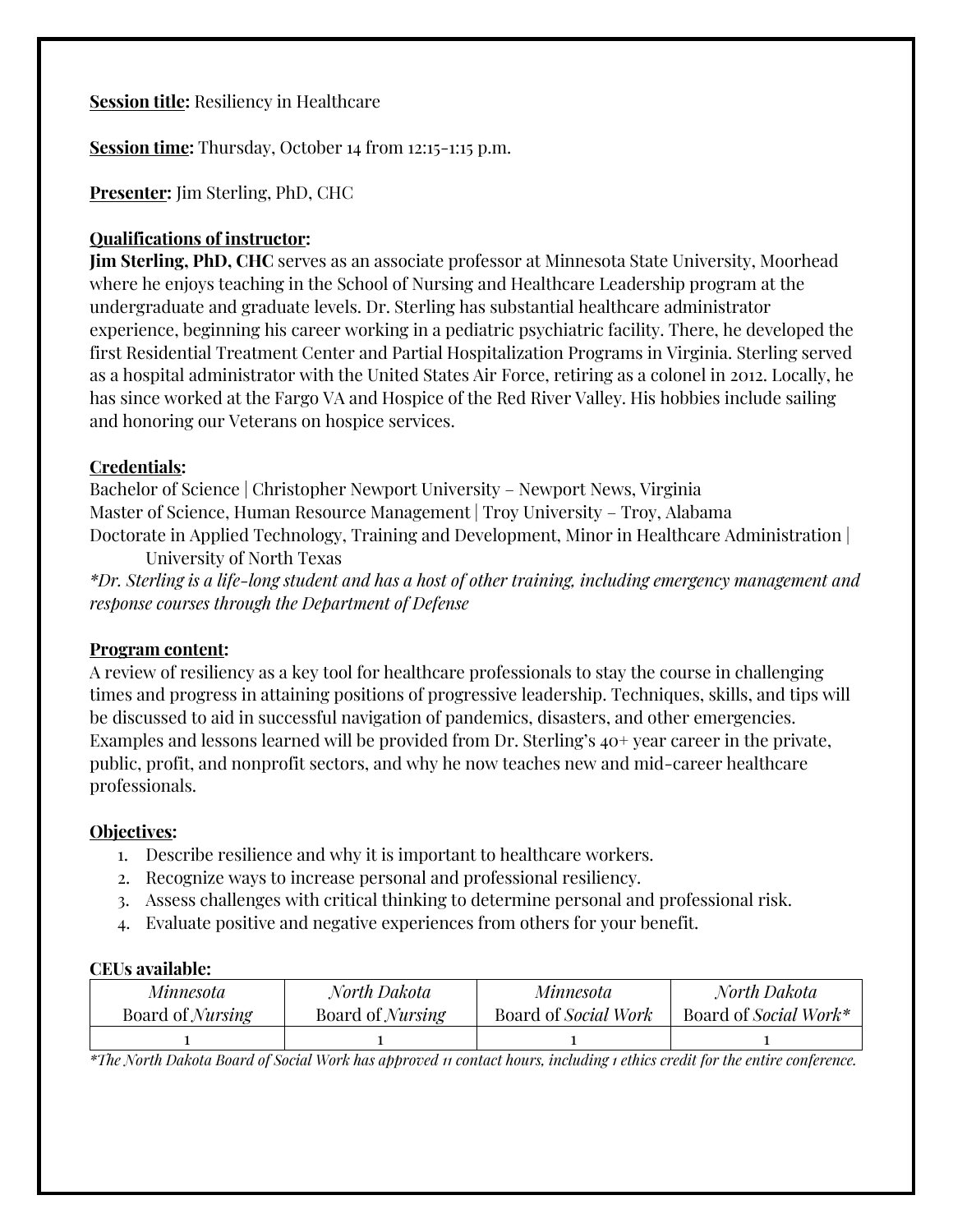**Session title:** Resiliency in Healthcare

**Session time:** Thursday, October 14 from 12:15-1:15 p.m.

**Presenter:** Jim Sterling, PhD, CHC

**Qualifications of instructor:**
**Jim Sterling, PhD, CHC** serves as an associate professor at Minnesota State University, Moorhead where he enjoys teaching in the School of Nursing and Healthcare Leadership program at the undergraduate and graduate levels. Dr. Sterling has substantial healthcare administrator experience, beginning his career working in a pediatric psychiatric facility. There, he developed the first Residential Treatment Center and Partial Hospitalization Programs in Virginia. Sterling served as a hospital administrator with the United States Air Force, retiring as a colonel in 2012. Locally, he has since worked at the Fargo VA and Hospice of the Red River Valley. His hobbies include sailing and honoring our Veterans on hospice services.

**Credentials:**
Bachelor of Science | Christopher Newport University – Newport News, Virginia
Master of Science, Human Resource Management | Troy University – Troy, Alabama
Doctorate in Applied Technology, Training and Development, Minor in Healthcare Administration | University of North Texas
*\*Dr. Sterling is a life-long student and has a host of other training, including emergency management and response courses through the Department of Defense*

**Program content:**
A review of resiliency as a key tool for healthcare professionals to stay the course in challenging times and progress in attaining positions of progressive leadership. Techniques, skills, and tips will be discussed to aid in successful navigation of pandemics, disasters, and other emergencies. Examples and lessons learned will be provided from Dr. Sterling's 40+ year career in the private, public, profit, and nonprofit sectors, and why he now teaches new and mid-career healthcare professionals.

**Objectives:**
1. Describe resilience and why it is important to healthcare workers.
2. Recognize ways to increase personal and professional resiliency.
3. Assess challenges with critical thinking to determine personal and professional risk.
4. Evaluate positive and negative experiences from others for your benefit.

**CEUs available:**

| *Minnesota* Board of *Nursing* | *North Dakota* Board of *Nursing* | *Minnesota* Board of *Social Work* | *North Dakota* Board of *Social Work\** |
|---|---|---|---|
| 1 | 1 | 1 | 1 |

*\*The North Dakota Board of Social Work has approved 11 contact hours, including 1 ethics credit for the entire conference.*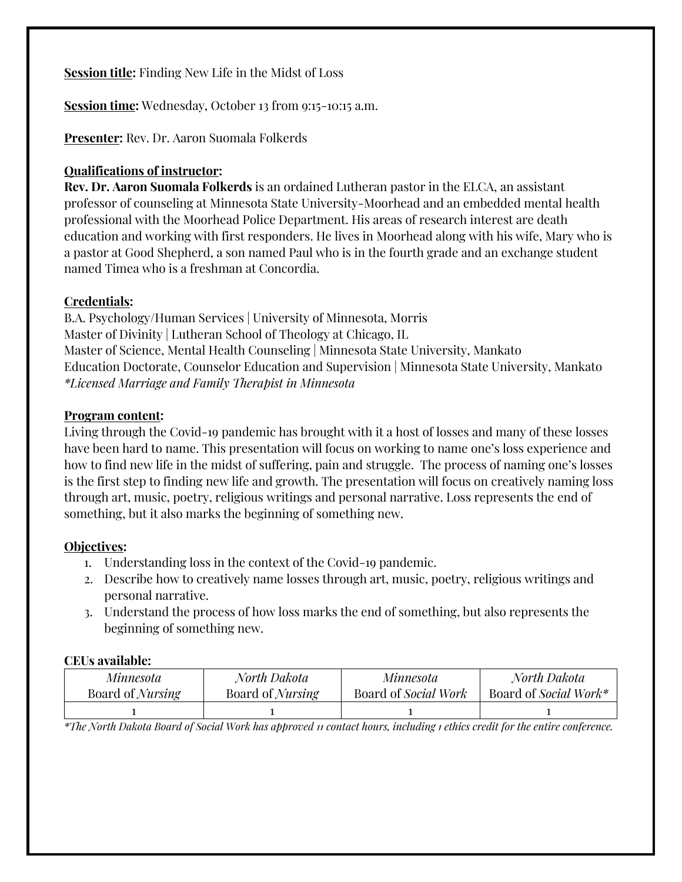**Session title:** Finding New Life in the Midst of Loss

**Session time:** Wednesday, October 13 from 9:15-10:15 a.m.

**Presenter:** Rev. Dr. Aaron Suomala Folkerds

**Qualifications of instructor:**
**Rev. Dr. Aaron Suomala Folkerds** is an ordained Lutheran pastor in the ELCA, an assistant professor of counseling at Minnesota State University-Moorhead and an embedded mental health professional with the Moorhead Police Department. His areas of research interest are death education and working with first responders. He lives in Moorhead along with his wife, Mary who is a pastor at Good Shepherd, a son named Paul who is in the fourth grade and an exchange student named Timea who is a freshman at Concordia.

**Credentials:**
B.A. Psychology/Human Services | University of Minnesota, Morris
Master of Divinity | Lutheran School of Theology at Chicago, IL
Master of Science, Mental Health Counseling | Minnesota State University, Mankato
Education Doctorate, Counselor Education and Supervision | Minnesota State University, Mankato
*\*Licensed Marriage and Family Therapist in Minnesota*

**Program content:**
Living through the Covid-19 pandemic has brought with it a host of losses and many of these losses have been hard to name. This presentation will focus on working to name one's loss experience and how to find new life in the midst of suffering, pain and struggle. The process of naming one's losses is the first step to finding new life and growth. The presentation will focus on creatively naming loss through art, music, poetry, religious writings and personal narrative. Loss represents the end of something, but it also marks the beginning of something new.

**Objectives:**
1. Understanding loss in the context of the Covid-19 pandemic.
2. Describe how to creatively name losses through art, music, poetry, religious writings and personal narrative.
3. Understand the process of how loss marks the end of something, but also represents the beginning of something new.

**CEUs available:**

| *Minnesota* Board of *Nursing* | *North Dakota* Board of *Nursing* | *Minnesota* Board of *Social Work* | *North Dakota* Board of *Social Work\** |
|---|---|---|---|
| 1 | 1 | 1 | 1 |

*\*The North Dakota Board of Social Work has approved 11 contact hours, including 1 ethics credit for the entire conference.*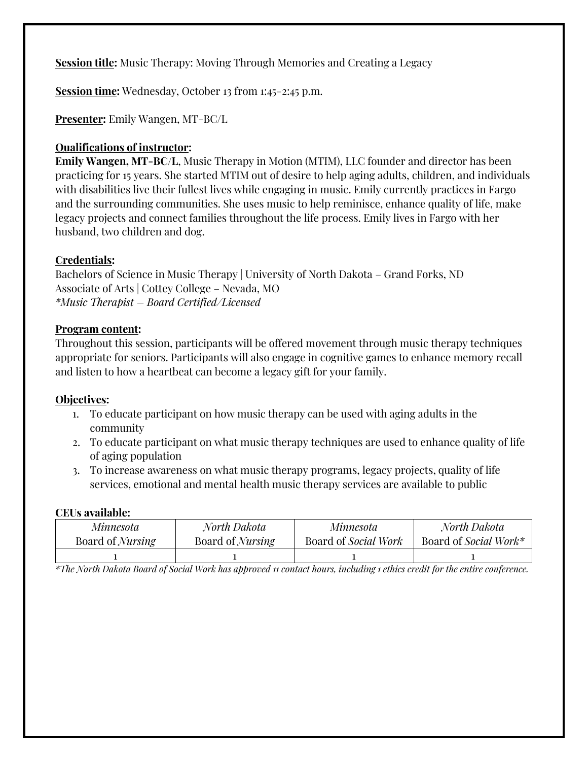**Session title:** Music Therapy: Moving Through Memories and Creating a Legacy

**Session time:** Wednesday, October 13 from 1:45-2:45 p.m.

**Presenter:** Emily Wangen, MT-BC/L

**Qualifications of instructor:**
**Emily Wangen, MT-BC/L**, Music Therapy in Motion (MTIM), LLC founder and director has been practicing for 15 years. She started MTIM out of desire to help aging adults, children, and individuals with disabilities live their fullest lives while engaging in music. Emily currently practices in Fargo and the surrounding communities. She uses music to help reminisce, enhance quality of life, make legacy projects and connect families throughout the life process. Emily lives in Fargo with her husband, two children and dog.

**Credentials:**
Bachelors of Science in Music Therapy | University of North Dakota – Grand Forks, ND
Associate of Arts | Cottey College – Nevada, MO
*\*Music Therapist – Board Certified/Licensed*

**Program content:**
Throughout this session, participants will be offered movement through music therapy techniques appropriate for seniors. Participants will also engage in cognitive games to enhance memory recall and listen to how a heartbeat can become a legacy gift for your family.

**Objectives:**

1. To educate participant on how music therapy can be used with aging adults in the community
2. To educate participant on what music therapy techniques are used to enhance quality of life of aging population
3. To increase awareness on what music therapy programs, legacy projects, quality of life services, emotional and mental health music therapy services are available to public

**CEUs available:**

| *Minnesota* Board of *Nursing* | *North Dakota* Board of *Nursing* | *Minnesota* Board of *Social Work* | *North Dakota* Board of *Social Work\** |
|---|---|---|---|
| 1 | 1 | 1 | 1 |

*\*The North Dakota Board of Social Work has approved 11 contact hours, including 1 ethics credit for the entire conference.*